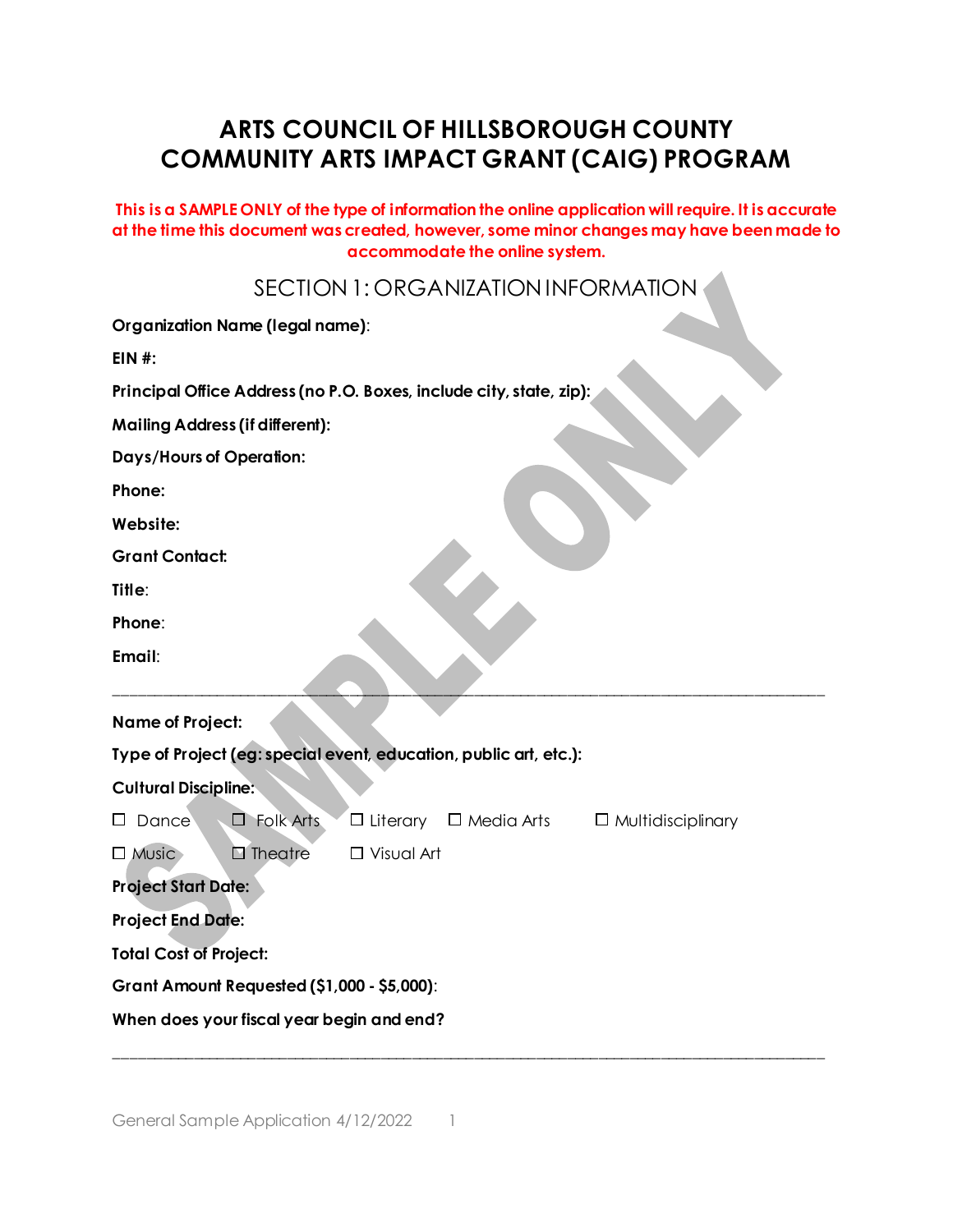# ARTS COUNCIL OF HILLSBOROUGH COUNTY
# COMMUNITY ARTS IMPACT GRANT (CAIG) PROGRAM

**This is a SAMPLE ONLY of the type of information the online application will require. It is accurate at the time this document was created, however, some minor changes may have been made to accommodate the online system.**

## SECTION 1: ORGANIZATION INFORMATION

**Organization Name (legal name)**:

**EIN #:**

**Principal Office Address (no P.O. Boxes, include city, state, zip):**

**Mailing Address (if different):**

**Days/Hours of Operation:**

**Phone:**

**Website:**

**Grant Contact:**

**Title**:

**Phone**:

**Email**:

---

**Name of Project:**

**Type of Project (eg: special event, education, public art, etc.):**

**Cultural Discipline:**

☐ Dance ☐ Folk Arts ☐ Literary ☐ Media Arts ☐ Multidisciplinary

☐ Music ☐ Theatre ☐ Visual Art

**Project Start Date:**

**Project End Date:**

**Total Cost of Project:**

**Grant Amount Requested ($1,000 - $5,000)**:

**When does your fiscal year begin and end?**

---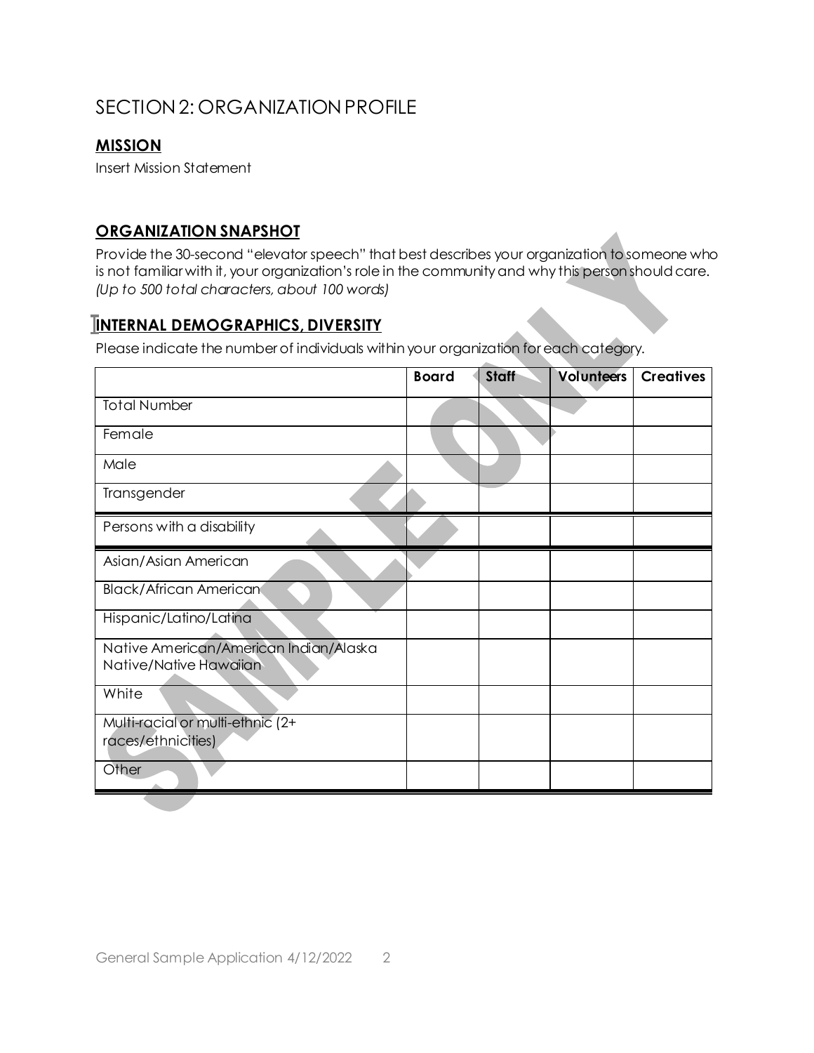## SECTION 2: ORGANIZATION PROFILE

### **MISSION**

Insert Mission Statement

### **ORGANIZATION SNAPSHOT**

Provide the 30-second "elevator speech" that best describes your organization to someone who is not familiar with it, your organization's role in the community and why this person should care. *(Up to 500 total characters, about 100 words)*

### **INTERNAL DEMOGRAPHICS, DIVERSITY**

Please indicate the number of individuals within your organization for each category.

| | Board | Staff | Volunteers | Creatives |
|---|---|---|---|---|
| Total Number | | | | |
| Female | | | | |
| Male | | | | |
| Transgender | | | | |
| Persons with a disability | | | | |
| Asian/Asian American | | | | |
| Black/African American | | | | |
| Hispanic/Latino/Latina | | | | |
| Native American/American Indian/Alaska Native/Native Hawaiian | | | | |
| White | | | | |
| Multi-racial or multi-ethnic (2+ races/ethnicities) | | | | |
| Other | | | | |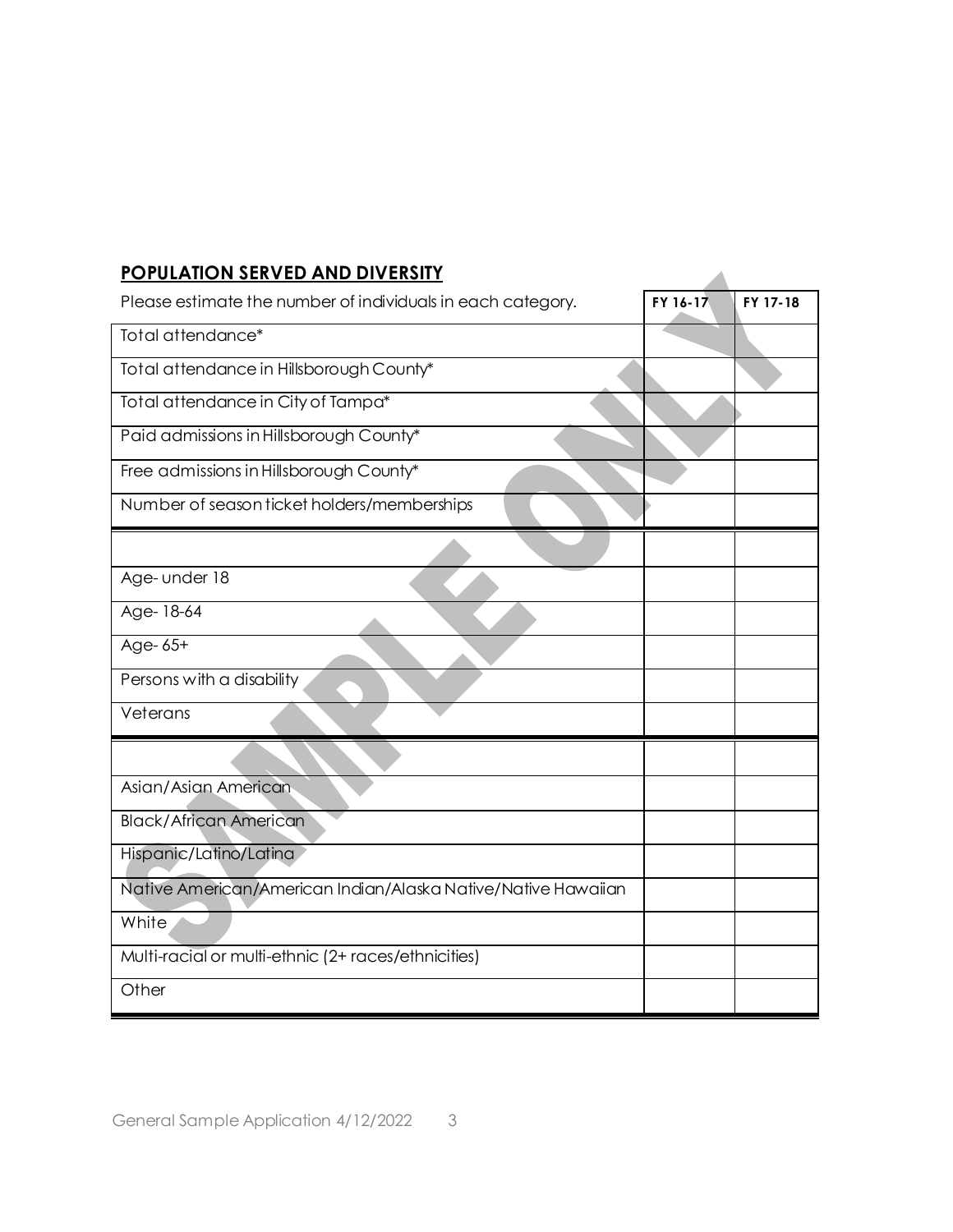## POPULATION SERVED AND DIVERSITY

| Please estimate the number of individuals in each category. | FY 16-17 | FY 17-18 |
|---|---|---|
| Total attendance* | | |
| Total attendance in Hillsborough County* | | |
| Total attendance in City of Tampa* | | |
| Paid admissions in Hillsborough County* | | |
| Free admissions in Hillsborough County* | | |
| Number of season ticket holders/memberships | | |
| | | |
| Age- under 18 | | |
| Age- 18-64 | | |
| Age- 65+ | | |
| Persons with a disability | | |
| Veterans | | |
| | | |
| Asian/Asian American | | |
| Black/African American | | |
| Hispanic/Latino/Latina | | |
| Native American/American Indian/Alaska Native/Native Hawaiian | | |
| White | | |
| Multi-racial or multi-ethnic (2+ races/ethnicities) | | |
| Other | | |

SAMPLE ONLY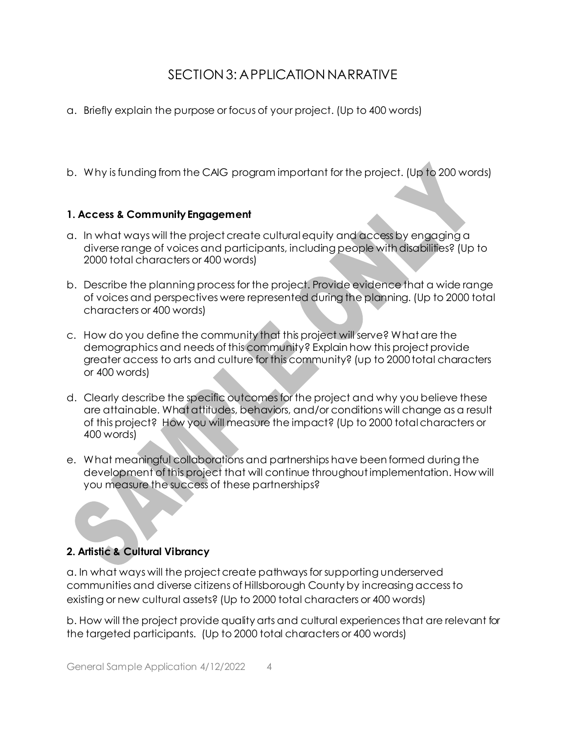# SECTION 3: APPLICATION NARRATIVE

a. Briefly explain the purpose or focus of your project. (Up to 400 words)

b. Why is funding from the CAIG program important for the project. (Up to 200 words)

**1. Access & Community Engagement**

a. In what ways will the project create cultural equity and access by engaging a diverse range of voices and participants, including people with disabilities? (Up to 2000 total characters or 400 words)

b. Describe the planning process for the project. Provide evidence that a wide range of voices and perspectives were represented during the planning. (Up to 2000 total characters or 400 words)

c. How do you define the community that this project will serve? What are the demographics and needs of this community? Explain how this project provide greater access to arts and culture for this community? (up to 2000 total characters or 400 words)

d. Clearly describe the specific outcomes for the project and why you believe these are attainable. What attitudes, behaviors, and/or conditions will change as a result of this project? How you will measure the impact? (Up to 2000 total characters or 400 words)

e. What meaningful collaborations and partnerships have been formed during the development of this project that will continue throughout implementation. How will you measure the success of these partnerships?

**2. Artistic & Cultural Vibrancy**

a. In what ways will the project create pathways for supporting underserved communities and diverse citizens of Hillsborough County by increasing access to existing or new cultural assets? (Up to 2000 total characters or 400 words)

b. How will the project provide quality arts and cultural experiences that are relevant for the targeted participants. (Up to 2000 total characters or 400 words)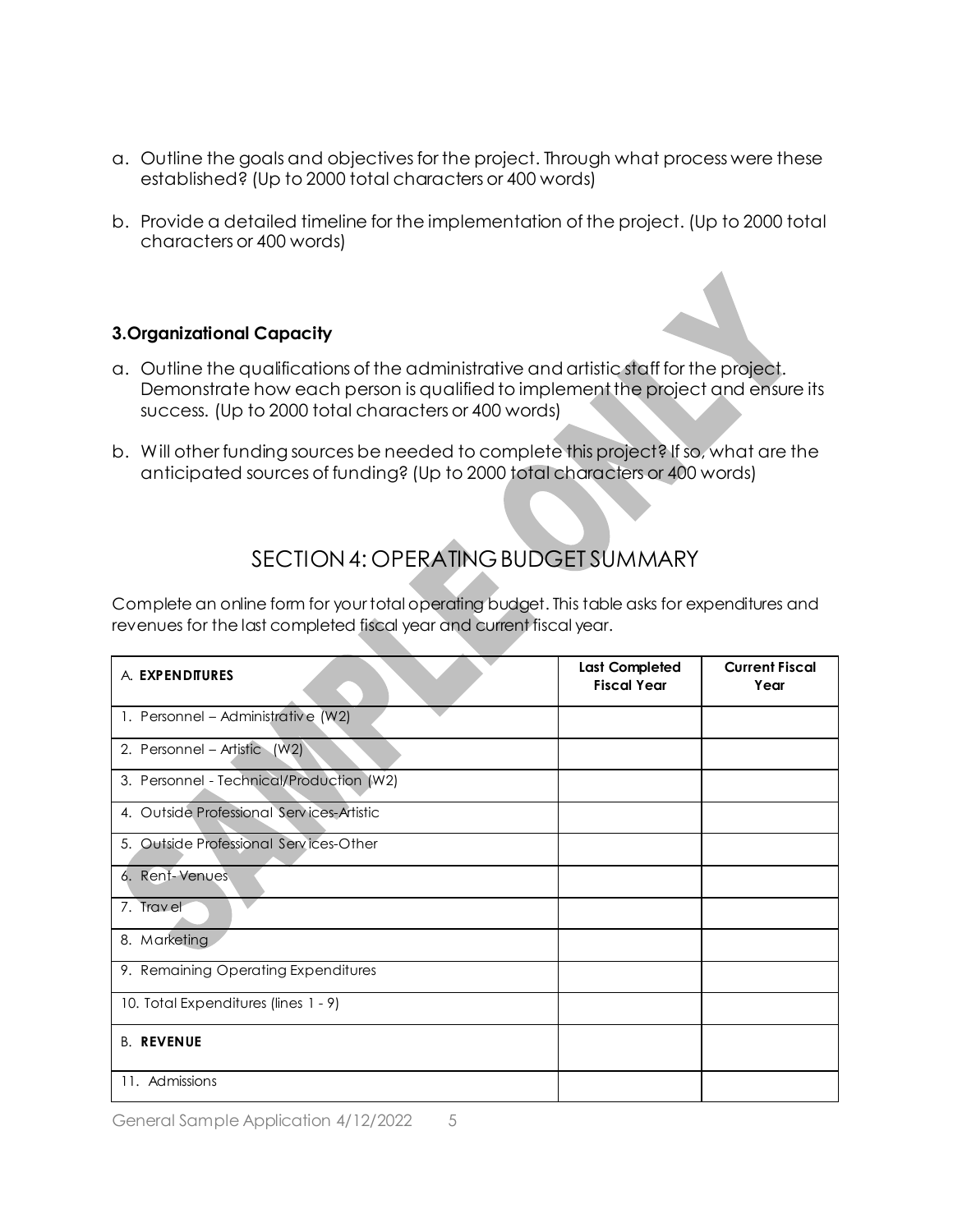a. Outline the goals and objectives for the project. Through what process were these established? (Up to 2000 total characters or 400 words)

b. Provide a detailed timeline for the implementation of the project. (Up to 2000 total characters or 400 words)

### 3.Organizational Capacity

a. Outline the qualifications of the administrative and artistic staff for the project. Demonstrate how each person is qualified to implement the project and ensure its success. (Up to 2000 total characters or 400 words)

b. Will other funding sources be needed to complete this project? If so, what are the anticipated sources of funding? (Up to 2000 total characters or 400 words)

## SECTION 4: OPERATING BUDGET SUMMARY

Complete an online form for your total operating budget. This table asks for expenditures and revenues for the last completed fiscal year and current fiscal year.

| A. **EXPENDITURES** | **Last Completed Fiscal Year** | **Current Fiscal Year** |
|---|---|---|
| 1. Personnel – Administrative (W2) | | |
| 2. Personnel – Artistic (W2) | | |
| 3. Personnel - Technical/Production (W2) | | |
| 4. Outside Professional Services-Artistic | | |
| 5. Outside Professional Services-Other | | |
| 6. Rent- Venues | | |
| 7. Travel | | |
| 8. Marketing | | |
| 9. Remaining Operating Expenditures | | |
| 10. Total Expenditures (lines 1 - 9) | | |
| B. **REVENUE** | | |
| 11. Admissions | | |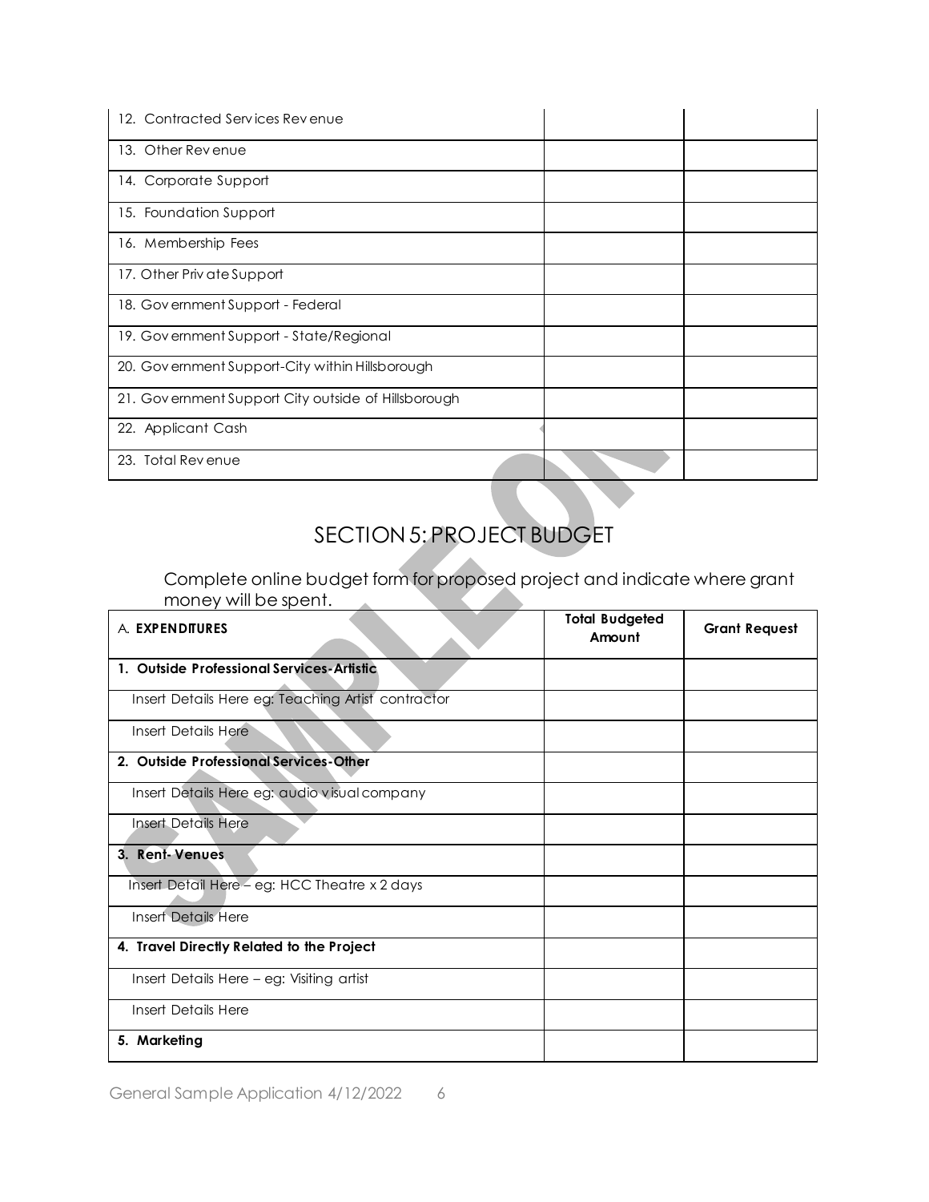| | | |
|---|---|---|
| 12. Contracted Services Revenue | | |
| 13. Other Revenue | | |
| 14. Corporate Support | | |
| 15. Foundation Support | | |
| 16. Membership Fees | | |
| 17. Other Private Support | | |
| 18. Government Support - Federal | | |
| 19. Government Support - State/Regional | | |
| 20. Government Support-City within Hillsborough | | |
| 21. Government Support City outside of Hillsborough | | |
| 22. Applicant Cash | | |
| 23. Total Revenue | | |

# SECTION 5: PROJECT BUDGET

Complete online budget form for proposed project and indicate where grant money will be spent.

| A. **EXPENDITURES** | **Total Budgeted Amount** | **Grant Request** |
|---|---|---|
| **1. Outside Professional Services-Artistic** | | |
| Insert Details Here eg: Teaching Artist contractor | | |
| Insert Details Here | | |
| **2. Outside Professional Services-Other** | | |
| Insert Details Here eg: audio visual company | | |
| Insert Details Here | | |
| **3. Rent- Venues** | | |
| Insert Detail Here – eg: HCC Theatre x 2 days | | |
| Insert Details Here | | |
| **4. Travel Directly Related to the Project** | | |
| Insert Details Here – eg: Visiting artist | | |
| Insert Details Here | | |
| **5. Marketing** | | |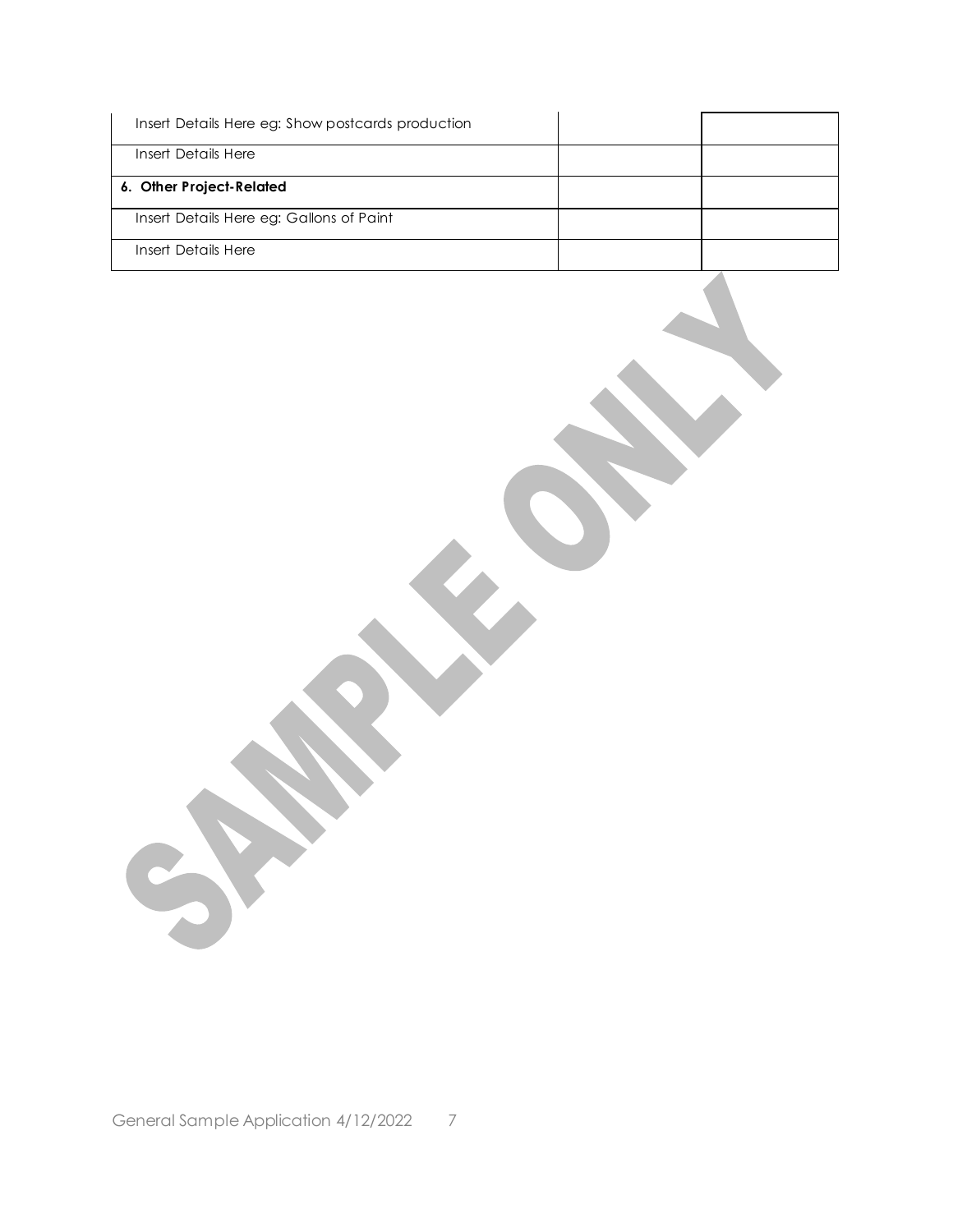| | | |
|---|---|---|
| Insert Details Here eg: Show postcards production | | |
| Insert Details Here | | |
| **6. Other Project-Related** | | |
| Insert Details Here eg: Gallons of Paint | | |
| Insert Details Here | | |

SAMPLE ONLY